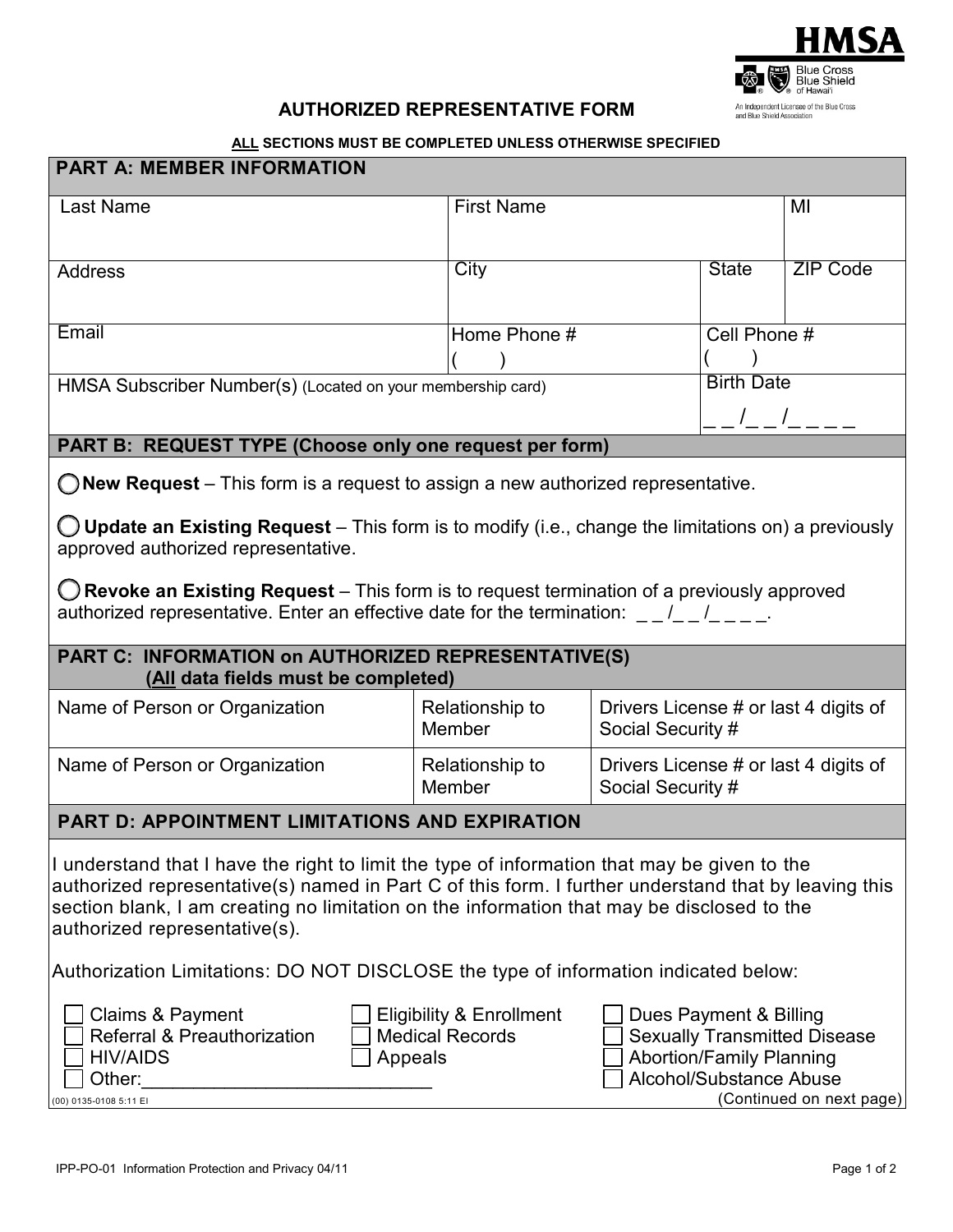HMSA
Blue Cross Blue Shield of Hawai'i
An Independent Licensee of the Blue Cross and Blue Shield Association

# AUTHORIZED REPRESENTATIVE FORM

**ALL SECTIONS MUST BE COMPLETED UNLESS OTHERWISE SPECIFIED**

## PART A: MEMBER INFORMATION

| Last Name | First Name | | MI |
|---|---|---|---|
| Address | City | State | ZIP Code |
| Email | Home Phone # ( ) | Cell Phone # ( ) | |
| HMSA Subscriber Number(s) (Located on your membership card) | | Birth Date _ _ /_ _ /_ _ _ _ | |

## PART B: REQUEST TYPE (Choose only one request per form)

◯ **New Request** – This form is a request to assign a new authorized representative.

◯ **Update an Existing Request** – This form is to modify (i.e., change the limitations on) a previously approved authorized representative.

◯ **Revoke an Existing Request** – This form is to request termination of a previously approved authorized representative. Enter an effective date for the termination: _ _ /_ _ /_ _ _ _.

## PART C: INFORMATION on AUTHORIZED REPRESENTATIVE(S) (All data fields must be completed)

| Name of Person or Organization | Relationship to Member | Drivers License # or last 4 digits of Social Security # |
|---|---|---|
| Name of Person or Organization | Relationship to Member | Drivers License # or last 4 digits of Social Security # |

## PART D: APPOINTMENT LIMITATIONS AND EXPIRATION

I understand that I have the right to limit the type of information that may be given to the authorized representative(s) named in Part C of this form. I further understand that by leaving this section blank, I am creating no limitation on the information that may be disclosed to the authorized representative(s).

Authorization Limitations: DO NOT DISCLOSE the type of information indicated below:

- ☐ Claims & Payment
- ☐ Referral & Preauthorization
- ☐ HIV/AIDS
- ☐ Other:____________________________
- ☐ Eligibility & Enrollment
- ☐ Medical Records
- ☐ Appeals
- ☐ Dues Payment & Billing
- ☐ Sexually Transmitted Disease
- ☐ Abortion/Family Planning
- ☐ Alcohol/Substance Abuse

(00) 0135-0108 5:11 EI

(Continued on next page)

IPP-PO-01 Information Protection and Privacy 04/11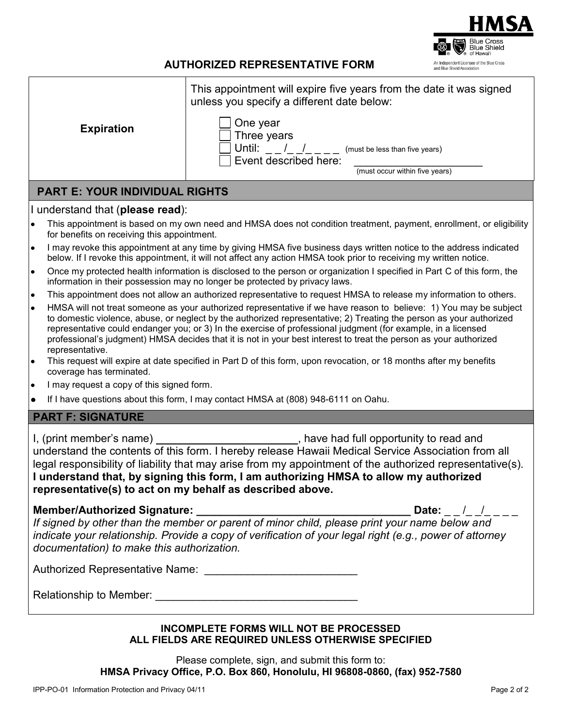## AUTHORIZED REPRESENTATIVE FORM

| | |
|---|---|
| **Expiration** | This appointment will expire five years from the date it was signed unless you specify a different date below:<br>☐ One year<br>☐ Three years<br>☐ Until: _ _ /_ _/_ _ _ _ (must be less than five years)<br>☐ Event described here: ____________________ (must occur within five years) |

## PART E: YOUR INDIVIDUAL RIGHTS

I understand that (**please read**):

- This appointment is based on my own need and HMSA does not condition treatment, payment, enrollment, or eligibility for benefits on receiving this appointment.
- I may revoke this appointment at any time by giving HMSA five business days written notice to the address indicated below. If I revoke this appointment, it will not affect any action HMSA took prior to receiving my written notice.
- Once my protected health information is disclosed to the person or organization I specified in Part C of this form, the information in their possession may no longer be protected by privacy laws.
- This appointment does not allow an authorized representative to request HMSA to release my information to others.
- HMSA will not treat someone as your authorized representative if we have reason to believe: 1) You may be subject to domestic violence, abuse, or neglect by the authorized representative; 2) Treating the person as your authorized representative could endanger you; or 3) In the exercise of professional judgment (for example, in a licensed professional's judgment) HMSA decides that it is not in your best interest to treat the person as your authorized representative.
- This request will expire at date specified in Part D of this form, upon revocation, or 18 months after my benefits coverage has terminated.
- I may request a copy of this signed form.
- If I have questions about this form, I may contact HMSA at (808) 948-6111 on Oahu.

## PART F: SIGNATURE

I, (print member's name) ________________________, have had full opportunity to read and understand the contents of this form. I hereby release Hawaii Medical Service Association from all legal responsibility of liability that may arise from my appointment of the authorized representative(s). **I understand that, by signing this form, I am authorizing HMSA to allow my authorized representative(s) to act on my behalf as described above.**

**Member/Authorized Signature: ___________________________________ Date:** _ _ /_ _/_ _ _ _

*If signed by other than the member or parent of minor child, please print your name below and indicate your relationship. Provide a copy of verification of your legal right (e.g., power of attorney documentation) to make this authorization.*

Authorized Representative Name: ________________________

Relationship to Member: ________________________________

**INCOMPLETE FORMS WILL NOT BE PROCESSED**
**ALL FIELDS ARE REQUIRED UNLESS OTHERWISE SPECIFIED**

Please complete, sign, and submit this form to:
**HMSA Privacy Office, P.O. Box 860, Honolulu, HI 96808-0860, (fax) 952-7580**

IPP-PO-01 Information Protection and Privacy 04/11